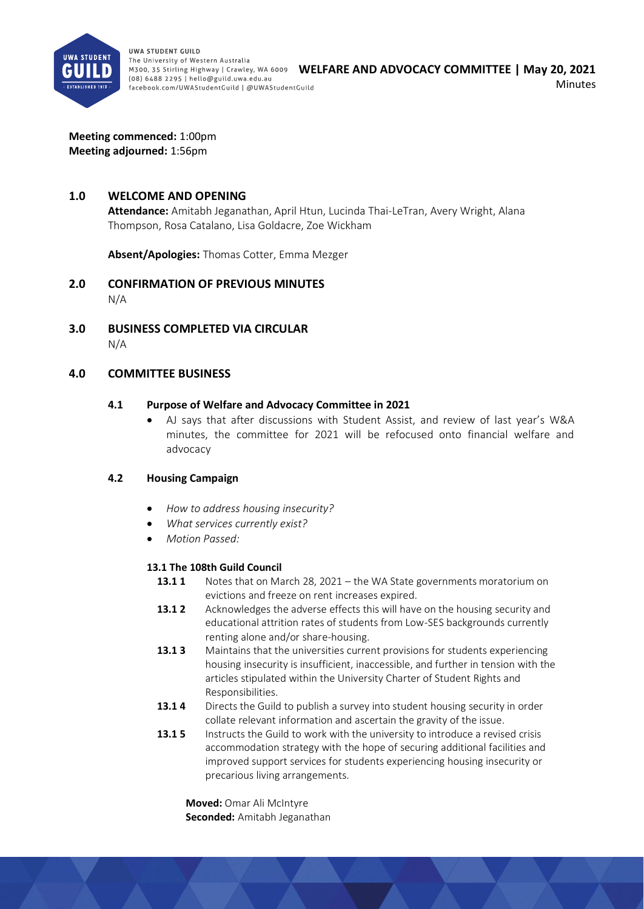**Meeting commenced:** 1:00pm
**Meeting adjourned:** 1:56pm

## 1.0 WELCOME AND OPENING

**Attendance:** Amitabh Jeganathan, April Htun, Lucinda Thai-LeTran, Avery Wright, Alana Thompson, Rosa Catalano, Lisa Goldacre, Zoe Wickham

**Absent/Apologies:** Thomas Cotter, Emma Mezger

## 2.0 CONFIRMATION OF PREVIOUS MINUTES

N/A

## 3.0 BUSINESS COMPLETED VIA CIRCULAR

N/A

## 4.0 COMMITTEE BUSINESS

### 4.1 Purpose of Welfare and Advocacy Committee in 2021

- AJ says that after discussions with Student Assist, and review of last year's W&A minutes, the committee for 2021 will be refocused onto financial welfare and advocacy

### 4.2 Housing Campaign

- *How to address housing insecurity?*
- *What services currently exist?*
- *Motion Passed:*

**13.1 The 108th Guild Council**

**13.1 1** Notes that on March 28, 2021 – the WA State governments moratorium on evictions and freeze on rent increases expired.

**13.1 2** Acknowledges the adverse effects this will have on the housing security and educational attrition rates of students from Low-SES backgrounds currently renting alone and/or share-housing.

**13.1 3** Maintains that the universities current provisions for students experiencing housing insecurity is insufficient, inaccessible, and further in tension with the articles stipulated within the University Charter of Student Rights and Responsibilities.

**13.1 4** Directs the Guild to publish a survey into student housing security in order collate relevant information and ascertain the gravity of the issue.

**13.1 5** Instructs the Guild to work with the university to introduce a revised crisis accommodation strategy with the hope of securing additional facilities and improved support services for students experiencing housing insecurity or precarious living arrangements.

**Moved:** Omar Ali McIntyre
**Seconded:** Amitabh Jeganathan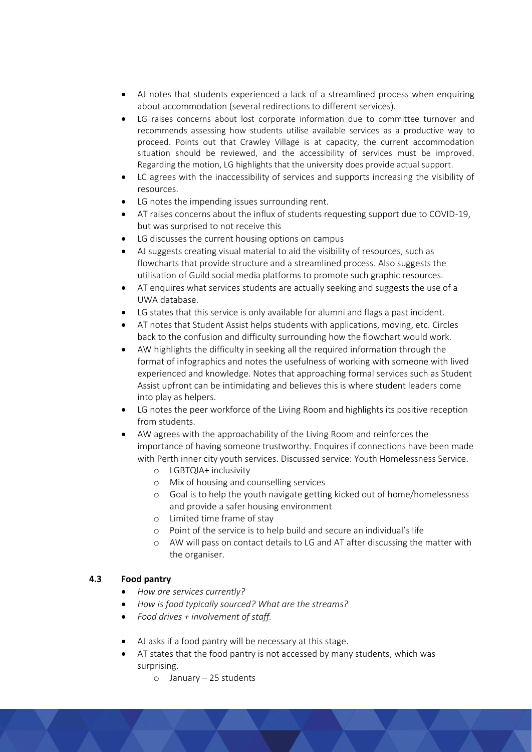- AJ notes that students experienced a lack of a streamlined process when enquiring about accommodation (several redirections to different services).
- LG raises concerns about lost corporate information due to committee turnover and recommends assessing how students utilise available services as a productive way to proceed. Points out that Crawley Village is at capacity, the current accommodation situation should be reviewed, and the accessibility of services must be improved. Regarding the motion, LG highlights that the university does provide actual support.
- LC agrees with the inaccessibility of services and supports increasing the visibility of resources.
- LG notes the impending issues surrounding rent.
- AT raises concerns about the influx of students requesting support due to COVID-19, but was surprised to not receive this
- LG discusses the current housing options on campus
- AJ suggests creating visual material to aid the visibility of resources, such as flowcharts that provide structure and a streamlined process. Also suggests the utilisation of Guild social media platforms to promote such graphic resources.
- AT enquires what services students are actually seeking and suggests the use of a UWA database.
- LG states that this service is only available for alumni and flags a past incident.
- AT notes that Student Assist helps students with applications, moving, etc. Circles back to the confusion and difficulty surrounding how the flowchart would work.
- AW highlights the difficulty in seeking all the required information through the format of infographics and notes the usefulness of working with someone with lived experienced and knowledge. Notes that approaching formal services such as Student Assist upfront can be intimidating and believes this is where student leaders come into play as helpers.
- LG notes the peer workforce of the Living Room and highlights its positive reception from students.
- AW agrees with the approachability of the Living Room and reinforces the importance of having someone trustworthy. Enquires if connections have been made with Perth inner city youth services. Discussed service: Youth Homelessness Service.
    - LGBTQIA+ inclusivity
    - Mix of housing and counselling services
    - Goal is to help the youth navigate getting kicked out of home/homelessness and provide a safer housing environment
    - Limited time frame of stay
    - Point of the service is to help build and secure an individual's life
    - AW will pass on contact details to LG and AT after discussing the matter with the organiser.

### 4.3 Food pantry

- *How are services currently?*
- *How is food typically sourced? What are the streams?*
- *Food drives + involvement of staff.*

- AJ asks if a food pantry will be necessary at this stage.
- AT states that the food pantry is not accessed by many students, which was surprising.
    - January – 25 students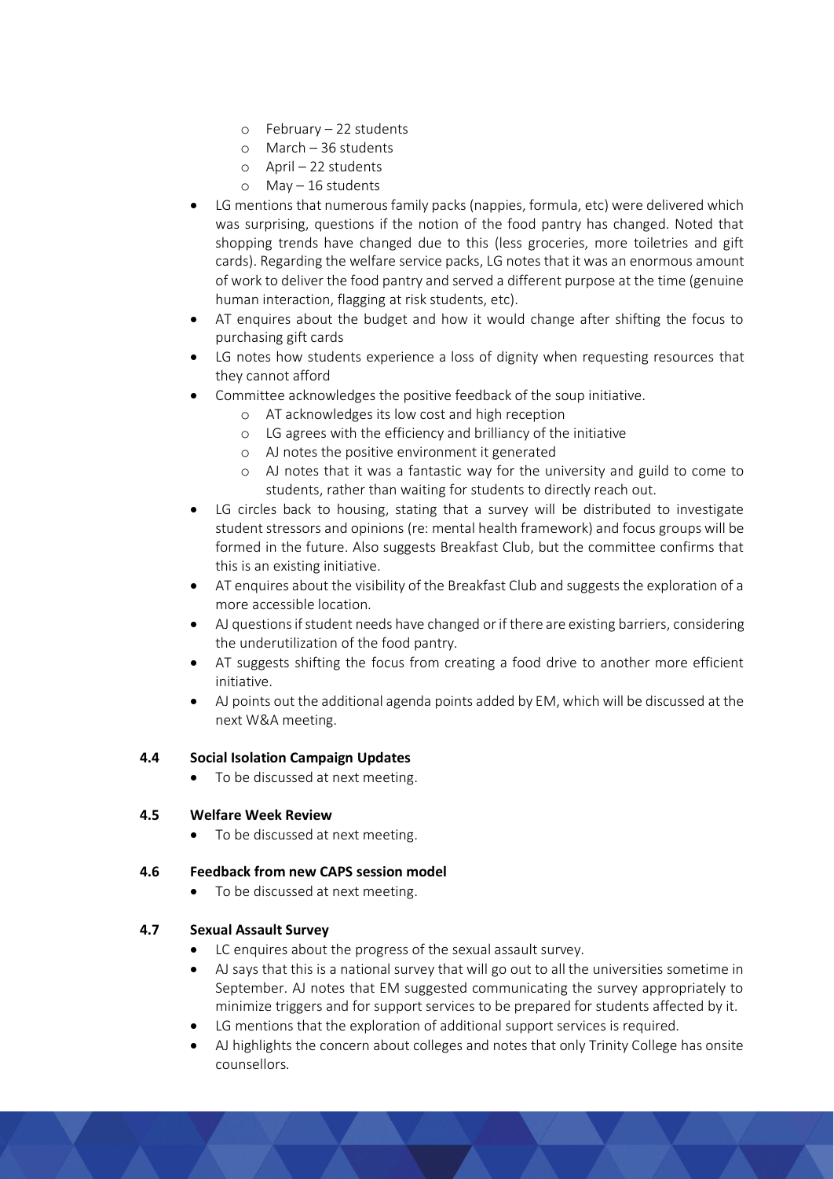- February – 22 students
    - March – 36 students
    - April – 22 students
    - May – 16 students
- LG mentions that numerous family packs (nappies, formula, etc) were delivered which was surprising, questions if the notion of the food pantry has changed. Noted that shopping trends have changed due to this (less groceries, more toiletries and gift cards). Regarding the welfare service packs, LG notes that it was an enormous amount of work to deliver the food pantry and served a different purpose at the time (genuine human interaction, flagging at risk students, etc).
- AT enquires about the budget and how it would change after shifting the focus to purchasing gift cards
- LG notes how students experience a loss of dignity when requesting resources that they cannot afford
- Committee acknowledges the positive feedback of the soup initiative.
    - AT acknowledges its low cost and high reception
    - LG agrees with the efficiency and brilliancy of the initiative
    - AJ notes the positive environment it generated
    - AJ notes that it was a fantastic way for the university and guild to come to students, rather than waiting for students to directly reach out.
- LG circles back to housing, stating that a survey will be distributed to investigate student stressors and opinions (re: mental health framework) and focus groups will be formed in the future. Also suggests Breakfast Club, but the committee confirms that this is an existing initiative.
- AT enquires about the visibility of the Breakfast Club and suggests the exploration of a more accessible location.
- AJ questions if student needs have changed or if there are existing barriers, considering the underutilization of the food pantry.
- AT suggests shifting the focus from creating a food drive to another more efficient initiative.
- AJ points out the additional agenda points added by EM, which will be discussed at the next W&A meeting.

### 4.4 Social Isolation Campaign Updates

- To be discussed at next meeting.

### 4.5 Welfare Week Review

- To be discussed at next meeting.

### 4.6 Feedback from new CAPS session model

- To be discussed at next meeting.

### 4.7 Sexual Assault Survey

- LC enquires about the progress of the sexual assault survey.
- AJ says that this is a national survey that will go out to all the universities sometime in September. AJ notes that EM suggested communicating the survey appropriately to minimize triggers and for support services to be prepared for students affected by it.
- LG mentions that the exploration of additional support services is required.
- AJ highlights the concern about colleges and notes that only Trinity College has onsite counsellors.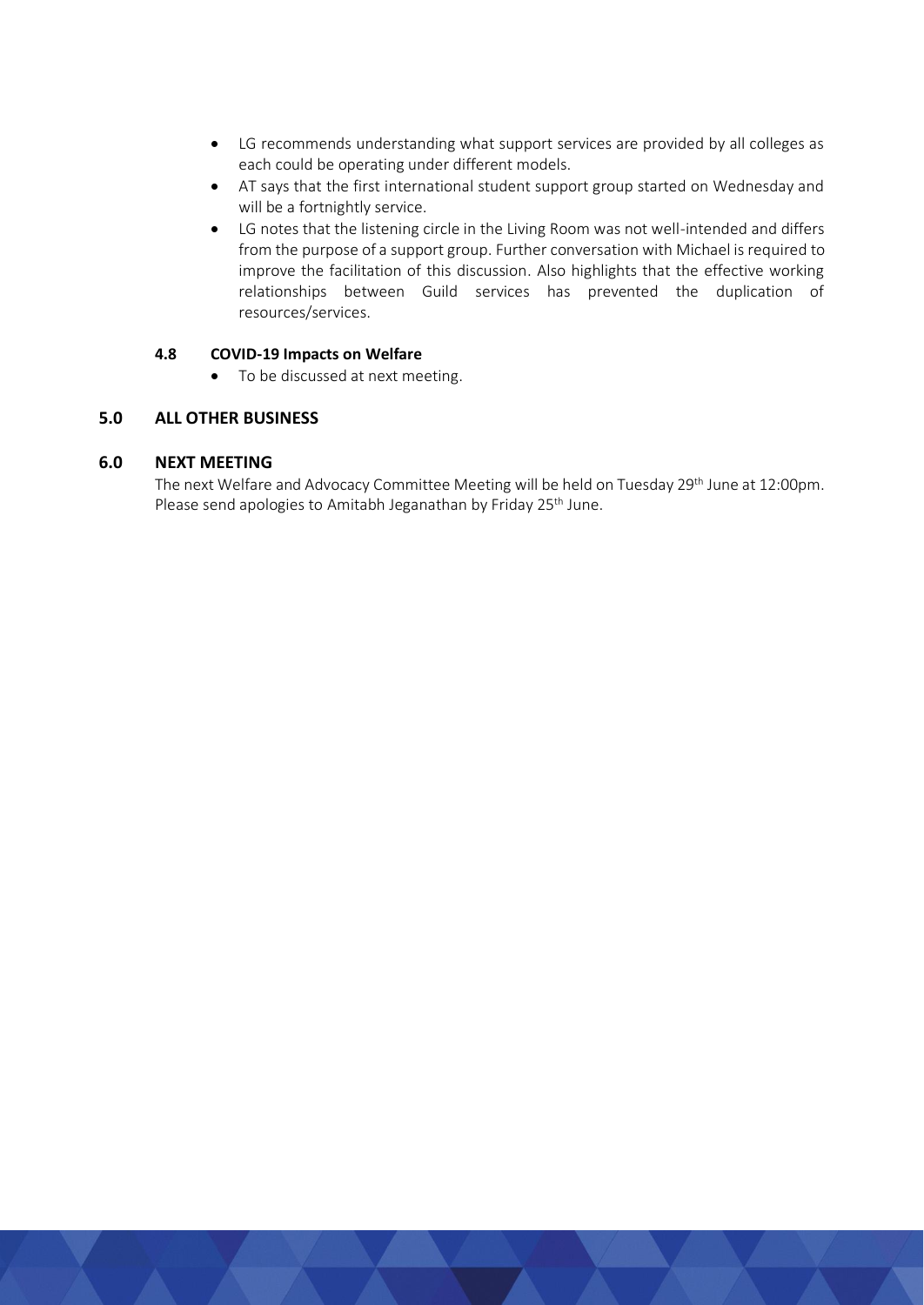- LG recommends understanding what support services are provided by all colleges as each could be operating under different models.
- AT says that the first international student support group started on Wednesday and will be a fortnightly service.
- LG notes that the listening circle in the Living Room was not well-intended and differs from the purpose of a support group. Further conversation with Michael is required to improve the facilitation of this discussion. Also highlights that the effective working relationships between Guild services has prevented the duplication of resources/services.

### 4.8 COVID-19 Impacts on Welfare

- To be discussed at next meeting.

## 5.0 ALL OTHER BUSINESS

## 6.0 NEXT MEETING

The next Welfare and Advocacy Committee Meeting will be held on Tuesday 29th June at 12:00pm. Please send apologies to Amitabh Jeganathan by Friday 25th June.